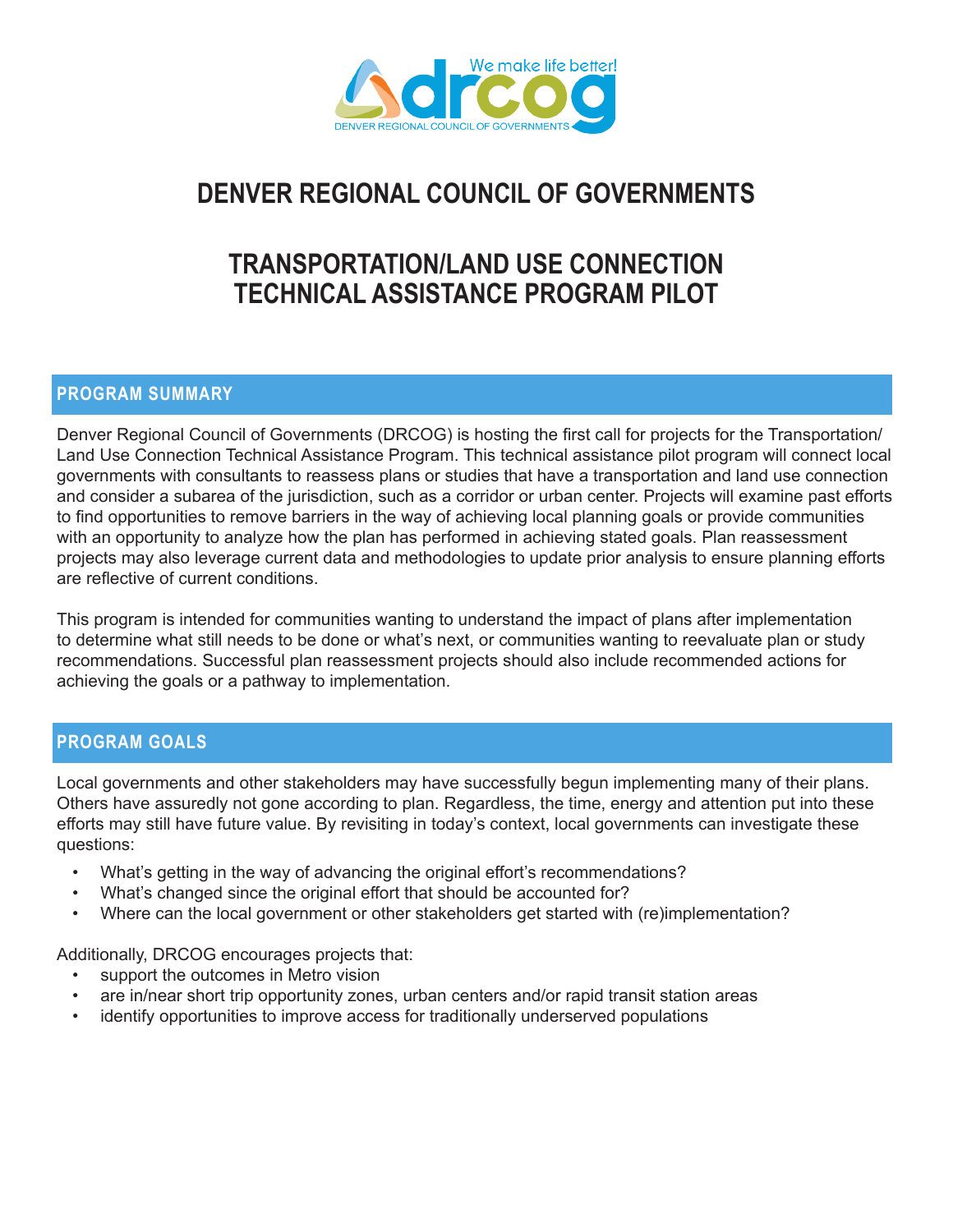# DENVER REGIONAL COUNCIL OF GOVERNMENTS

# TRANSPORTATION/LAND USE CONNECTION TECHNICAL ASSISTANCE PROGRAM PILOT

## PROGRAM SUMMARY

Denver Regional Council of Governments (DRCOG) is hosting the first call for projects for the Transportation/ Land Use Connection Technical Assistance Program. This technical assistance pilot program will connect local governments with consultants to reassess plans or studies that have a transportation and land use connection and consider a subarea of the jurisdiction, such as a corridor or urban center. Projects will examine past efforts to find opportunities to remove barriers in the way of achieving local planning goals or provide communities with an opportunity to analyze how the plan has performed in achieving stated goals. Plan reassessment projects may also leverage current data and methodologies to update prior analysis to ensure planning efforts are reflective of current conditions.

This program is intended for communities wanting to understand the impact of plans after implementation to determine what still needs to be done or what's next, or communities wanting to reevaluate plan or study recommendations. Successful plan reassessment projects should also include recommended actions for achieving the goals or a pathway to implementation.

## PROGRAM GOALS

Local governments and other stakeholders may have successfully begun implementing many of their plans. Others have assuredly not gone according to plan. Regardless, the time, energy and attention put into these efforts may still have future value. By revisiting in today's context, local governments can investigate these questions:

- What's getting in the way of advancing the original effort's recommendations?
- What's changed since the original effort that should be accounted for?
- Where can the local government or other stakeholders get started with (re)implementation?

Additionally, DRCOG encourages projects that:

- support the outcomes in Metro vision
- are in/near short trip opportunity zones, urban centers and/or rapid transit station areas
- identify opportunities to improve access for traditionally underserved populations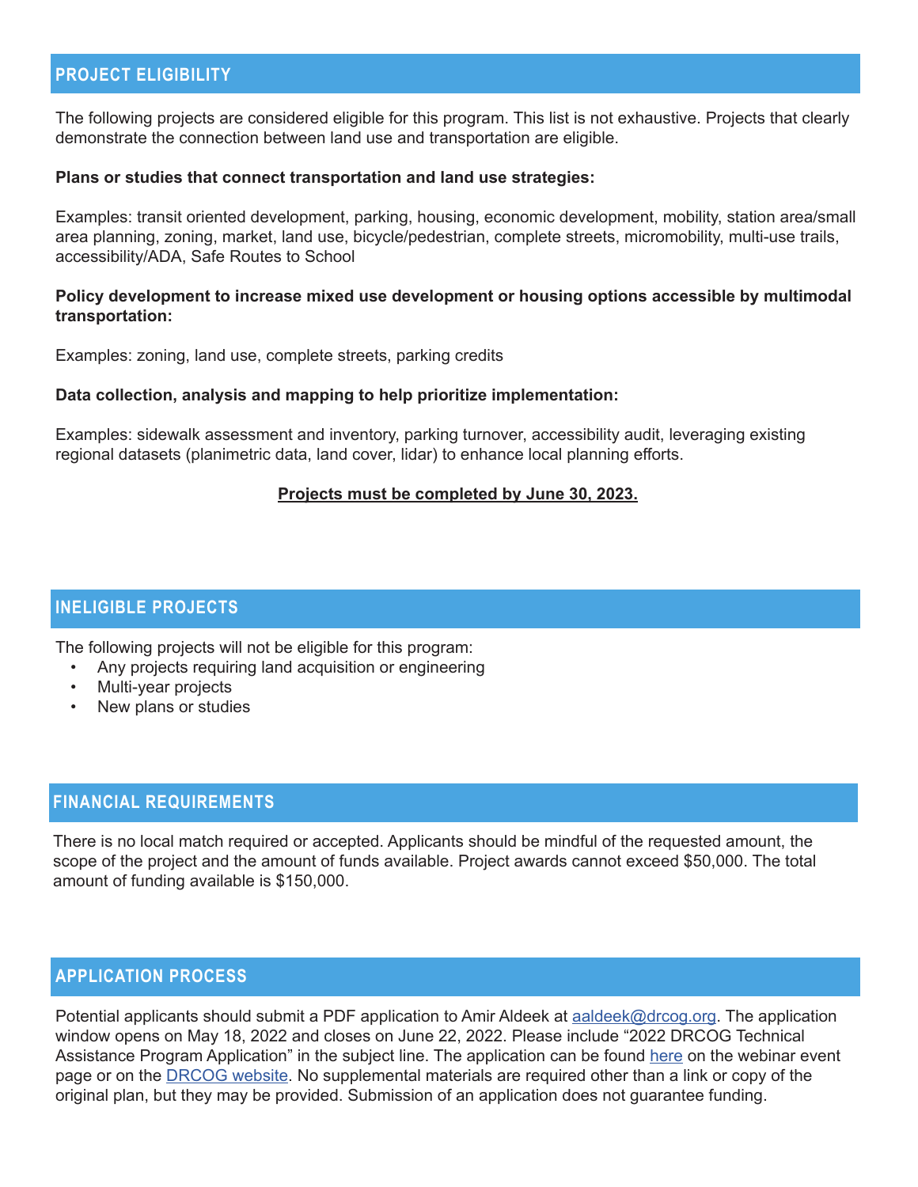## PROJECT ELIGIBILITY

The following projects are considered eligible for this program. This list is not exhaustive. Projects that clearly demonstrate the connection between land use and transportation are eligible.

**Plans or studies that connect transportation and land use strategies:**

Examples: transit oriented development, parking, housing, economic development, mobility, station area/small area planning, zoning, market, land use, bicycle/pedestrian, complete streets, micromobility, multi-use trails, accessibility/ADA, Safe Routes to School

**Policy development to increase mixed use development or housing options accessible by multimodal transportation:**

Examples: zoning, land use, complete streets, parking credits

**Data collection, analysis and mapping to help prioritize implementation:**

Examples: sidewalk assessment and inventory, parking turnover, accessibility audit, leveraging existing regional datasets (planimetric data, land cover, lidar) to enhance local planning efforts.

**Projects must be completed by June 30, 2023.**

## INELIGIBLE PROJECTS

The following projects will not be eligible for this program:

- Any projects requiring land acquisition or engineering
- Multi-year projects
- New plans or studies

## FINANCIAL REQUIREMENTS

There is no local match required or accepted. Applicants should be mindful of the requested amount, the scope of the project and the amount of funds available. Project awards cannot exceed $50,000. The total amount of funding available is $150,000.

## APPLICATION PROCESS

Potential applicants should submit a PDF application to Amir Aldeek at aaldeek@drcog.org. The application window opens on May 18, 2022 and closes on June 22, 2022. Please include "2022 DRCOG Technical Assistance Program Application" in the subject line. The application can be found here on the webinar event page or on the DRCOG website. No supplemental materials are required other than a link or copy of the original plan, but they may be provided. Submission of an application does not guarantee funding.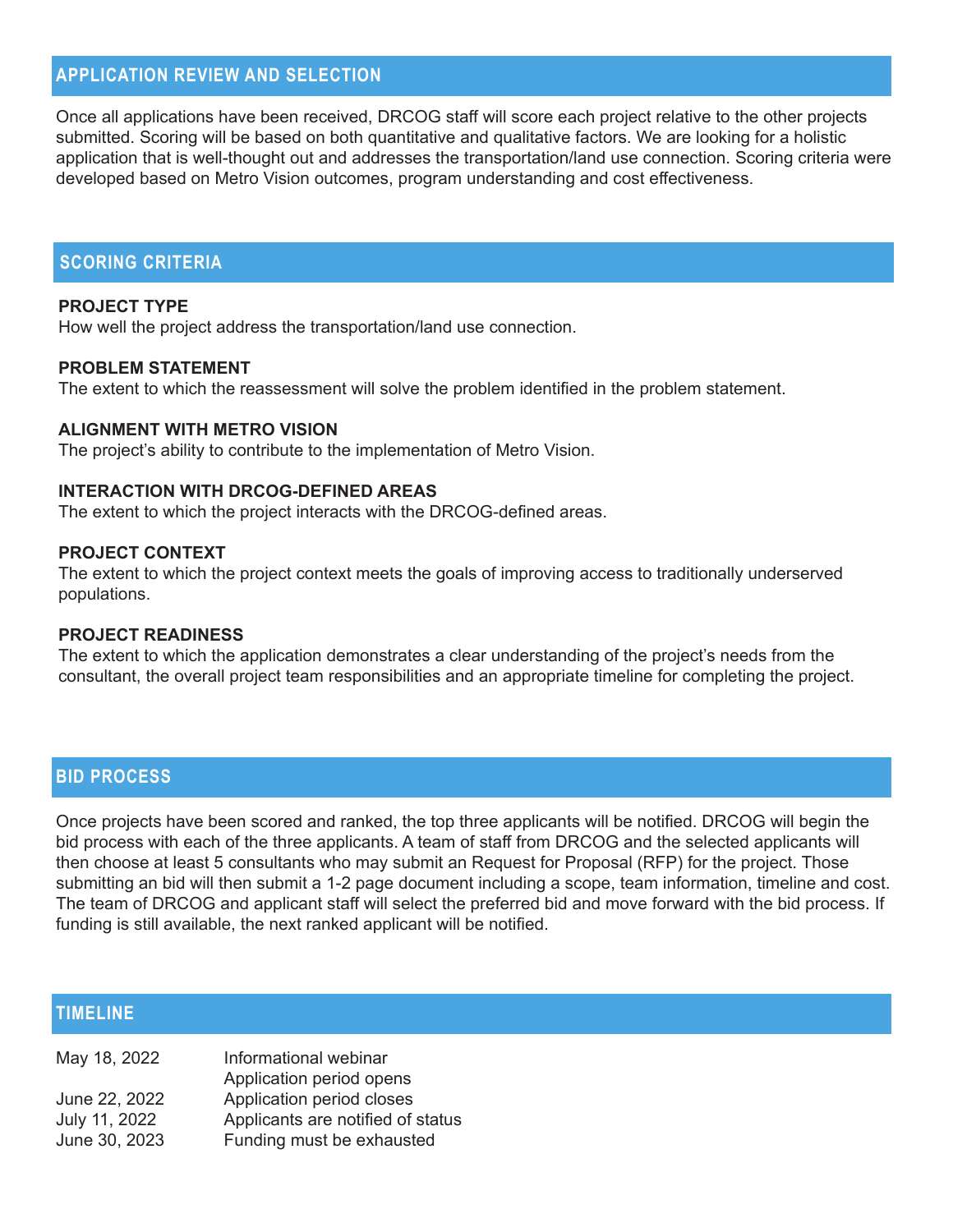## APPLICATION REVIEW AND SELECTION

Once all applications have been received, DRCOG staff will score each project relative to the other projects submitted. Scoring will be based on both quantitative and qualitative factors. We are looking for a holistic application that is well-thought out and addresses the transportation/land use connection. Scoring criteria were developed based on Metro Vision outcomes, program understanding and cost effectiveness.

## SCORING CRITERIA

**PROJECT TYPE**
How well the project address the transportation/land use connection.

**PROBLEM STATEMENT**
The extent to which the reassessment will solve the problem identified in the problem statement.

**ALIGNMENT WITH METRO VISION**
The project's ability to contribute to the implementation of Metro Vision.

**INTERACTION WITH DRCOG-DEFINED AREAS**
The extent to which the project interacts with the DRCOG-defined areas.

**PROJECT CONTEXT**
The extent to which the project context meets the goals of improving access to traditionally underserved populations.

**PROJECT READINESS**
The extent to which the application demonstrates a clear understanding of the project's needs from the consultant, the overall project team responsibilities and an appropriate timeline for completing the project.

## BID PROCESS

Once projects have been scored and ranked, the top three applicants will be notified. DRCOG will begin the bid process with each of the three applicants. A team of staff from DRCOG and the selected applicants will then choose at least 5 consultants who may submit an Request for Proposal (RFP) for the project. Those submitting an bid will then submit a 1-2 page document including a scope, team information, timeline and cost. The team of DRCOG and applicant staff will select the preferred bid and move forward with the bid process. If funding is still available, the next ranked applicant will be notified.

## TIMELINE

| | |
|---|---|
| May 18, 2022 | Informational webinar<br>Application period opens |
| June 22, 2022 | Application period closes |
| July 11, 2022 | Applicants are notified of status |
| June 30, 2023 | Funding must be exhausted |